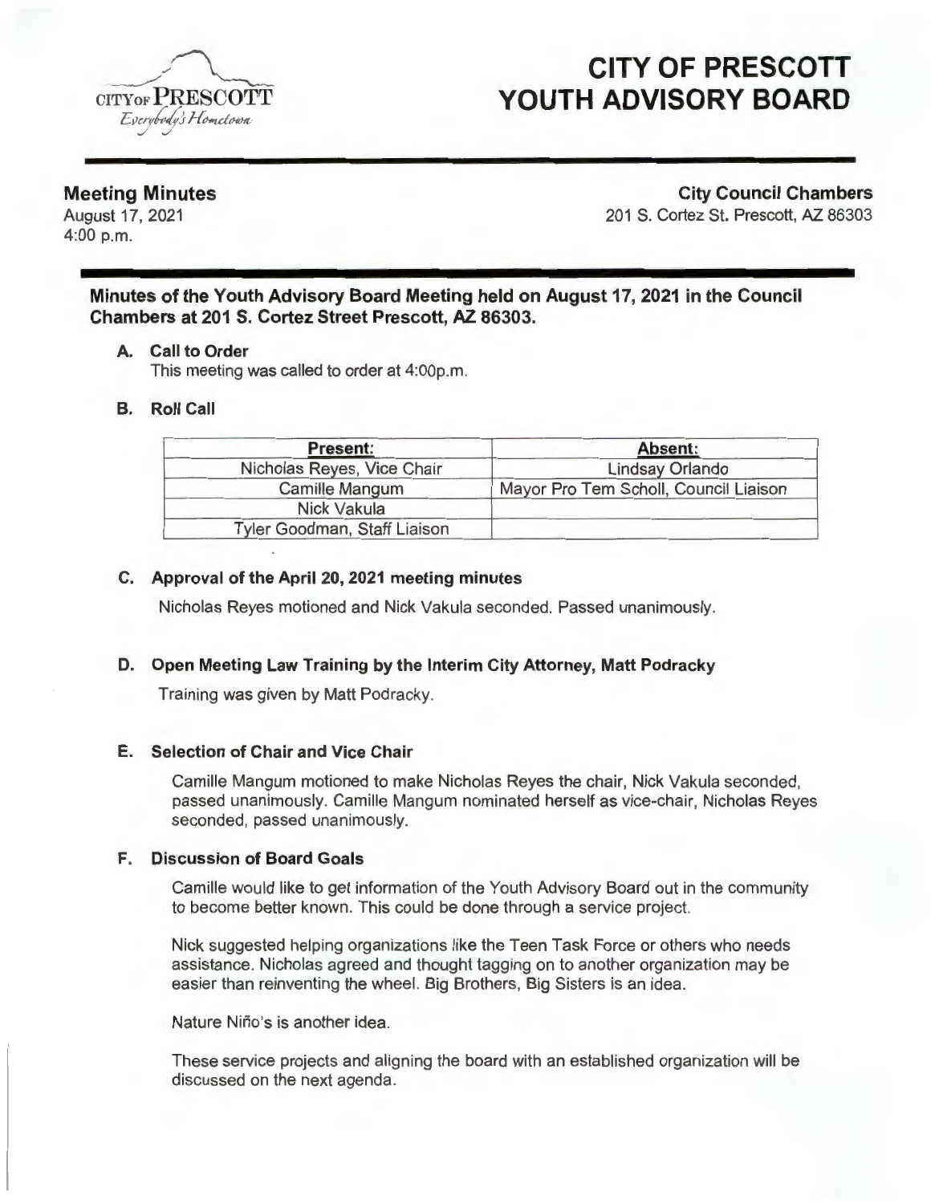# CITY OF PRESCOTT YOUTH ADVISORY BOARD

CITY OF PRESCOTT
*Everybody's Hometown*

**Meeting Minutes**
August 17, 2021
4:00 p.m.

**City Council Chambers**
201 S. Cortez St. Prescott, AZ 86303

**Minutes of the Youth Advisory Board Meeting held on August 17, 2021 in the Council Chambers at 201 S. Cortez Street Prescott, AZ 86303.**

**A. Call to Order**

This meeting was called to order at 4:00p.m.

**B. Roll Call**

| Present: | Absent: |
|---|---|
| Nicholas Reyes, Vice Chair | Lindsay Orlando |
| Camille Mangum | Mayor Pro Tem Scholl, Council Liaison |
| Nick Vakula | |
| Tyler Goodman, Staff Liaison | |

**C. Approval of the April 20, 2021 meeting minutes**

Nicholas Reyes motioned and Nick Vakula seconded. Passed unanimously.

**D. Open Meeting Law Training by the Interim City Attorney, Matt Podracky**

Training was given by Matt Podracky.

**E. Selection of Chair and Vice Chair**

Camille Mangum motioned to make Nicholas Reyes the chair, Nick Vakula seconded, passed unanimously. Camille Mangum nominated herself as vice-chair, Nicholas Reyes seconded, passed unanimously.

**F. Discussion of Board Goals**

Camille would like to get information of the Youth Advisory Board out in the community to become better known. This could be done through a service project.

Nick suggested helping organizations like the Teen Task Force or others who needs assistance. Nicholas agreed and thought tagging on to another organization may be easier than reinventing the wheel. Big Brothers, Big Sisters is an idea.

Nature Niño's is another idea.

These service projects and aligning the board with an established organization will be discussed on the next agenda.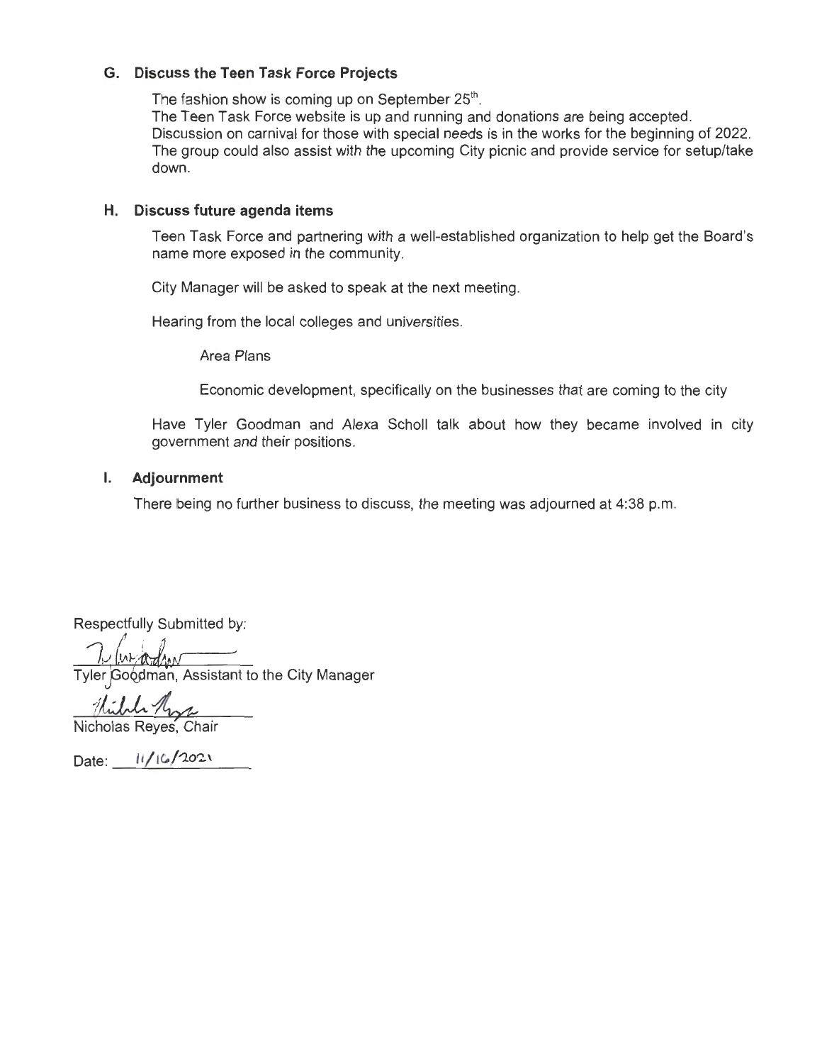## G. Discuss the Teen Task Force Projects

The fashion show is coming up on September 25th.
The Teen Task Force website is up and running and donations are being accepted.
Discussion on carnival for those with special needs is in the works for the beginning of 2022.
The group could also assist with the upcoming City picnic and provide service for setup/take down.

## H. Discuss future agenda items

Teen Task Force and partnering with a well-established organization to help get the Board's name more exposed in the community.

City Manager will be asked to speak at the next meeting.

Hearing from the local colleges and universities.

Area Plans

Economic development, specifically on the businesses that are coming to the city

Have Tyler Goodman and Alexa Scholl talk about how they became involved in city government and their positions.

## I. Adjournment

There being no further business to discuss, the meeting was adjourned at 4:38 p.m.

Respectfully Submitted by:

Tyler Goodman, Assistant to the City Manager

Nicholas Reyes, Chair

Date: 11/16/2021